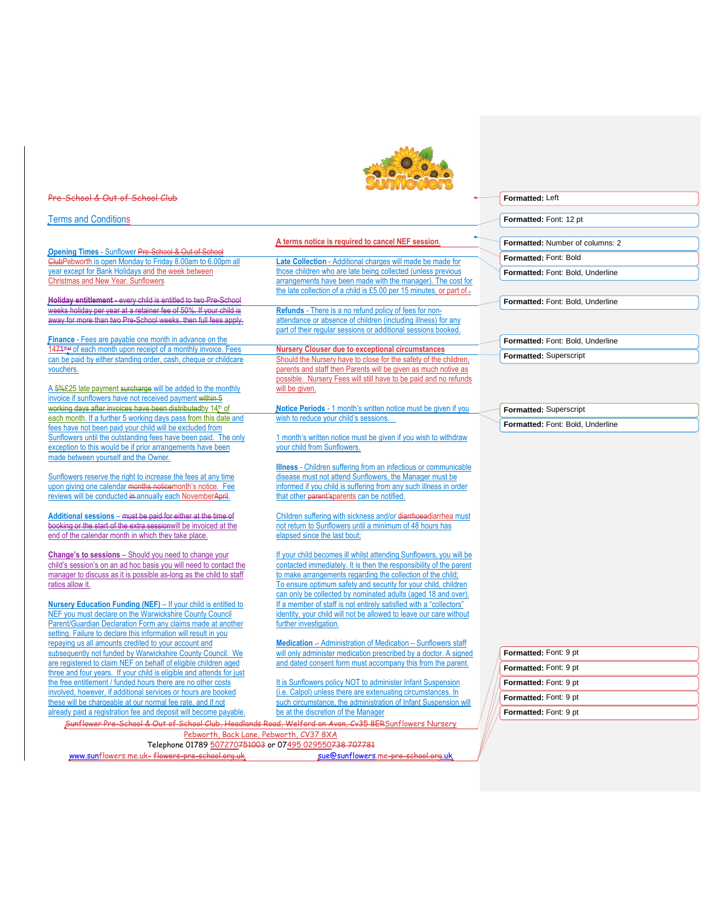Pre-School & Out of School Club

## Terms and Conditions

**Opening Times** - Sunflower Pre-School & Out of School ClubPebworth is open Monday to Friday 8.00am to 6.00pm all year except for Bank Holidays and the week between Christmas and New Year. Sunflowers

**Holiday entitlement** - every child is entitled to two Pre-School weeks holiday per year at a retainer fee of 50%. If your child is away for more than two Pre-School weeks, then full fees apply.

**Finance** - Fees are payable one month in advance on the 1471st of each month upon receipt of a monthly invoice. Fees can be paid by either standing order, cash, cheque or childcare vouchers.

A 5%£25 late payment surcharge will be added to the monthly invoice if sunflowers have not received payment within 5 working days after invoices have been distributedby 14th of each month. If a further 5 working days pass from this date and fees have not been paid your child will be excluded from Sunflowers until the outstanding fees have been paid. The only exception to this would be if prior arrangements have been made between yourself and the Owner.

Sunflowers reserve the right to increase the fees at any time upon giving one calendar months noticemonth's notice. Fee reviews will be conducted in annually each NovemberApril.

**Additional sessions** – must be paid for either at the time of booking or the start of the extra sessionwill be invoiced at the end of the calendar month in which they take place.

**Change's to sessions** – Should you need to change your child's session's on an ad hoc basis you will need to contact the manager to discuss as it is possible as-long as the child to staff ratios allow it.

**Nursery Education Funding (NEF)** – If your child is entitled to NEF you must declare on the Warwickshire County Council Parent/Guardian Declaration Form any claims made at another setting. Failure to declare this information will result in you repaying us all amounts credited to your account and subsequently not funded by Warwickshire County Council. We are registered to claim NEF on behalf of eligible children aged three and four years. If your child is eligible and attends for just the free entitlement / funded hours there are no other costs involved, however, if additional services or hours are booked these will be chargeable at our normal fee rate, and if not already paid a registration fee and deposit will become payable.

**A terms notice is required to cancel NEF session.**

**Late Collection** - Additional charges will made be made for those children who are late being collected (unless previous arrangements have been made with the manager). The cost for the late collection of a child is £5.00 per 15 minutes, or part of.

**Refunds** - There is a no refund policy of fees for non-attendance or absence of children (including illness) for any part of their regular sessions or additional sessions booked.

**Nursery Clouser due to exceptional circumstances**
Should the Nursery have to close for the safety of the children, parents and staff then Parents will be given as much notive as possible. Nursery Fees will still have to be paid and no refunds will be given.

**Notice Periods** - 1 month's written notice must be given if you wish to reduce your child's sessions.

1 month's written notice must be given if you wish to withdraw your child from Sunflowers.

**Illness** - Children suffering from an infectious or communicable disease must not attend Sunflowers, the Manager must be informed if you child is suffering from any such illness in order that other parent'sparents can be notified.

Children suffering with sickness and/or diarrhoeadiarrhea must not return to Sunflowers until a minimum of 48 hours has elapsed since the last bout;

If your child becomes ill whilst attending Sunflowers, you will be contacted immediately. It is then the responsibility of the parent to make arrangements regarding the collection of the child;
To ensure optimum safety and security for your child, children can only be collected by nominated adults (aged 18 and over).
If a member of staff is not entirely satisfied with a "collectors" identity, your child will not be allowed to leave our care without further investigation.

**Medication** -- Administration of Medication – Sunflowers staff will only administer medication prescribed by a doctor. A signed and dated consent form must accompany this from the parent.

It is Sunflowers policy NOT to administer Infant Suspension (i.e. Calpol) unless there are extenuating circumstances. In such circumstance, the administration of Infant Suspension will be at the discretion of the Manager

Sunflower Pre-School & Out of School Club, Headlands Road, Welford on Avon, Cv35 8ERSunflowers Nursery
Pebworth, Back Lane, Pebworth, CV37 8XA
Telephone 01789 507270751003 or 07495 029550738 707781
www.sunflowers.me.uk- flowers-pre-school.org.uk sue@sunflowers.me-pre-school.org.uk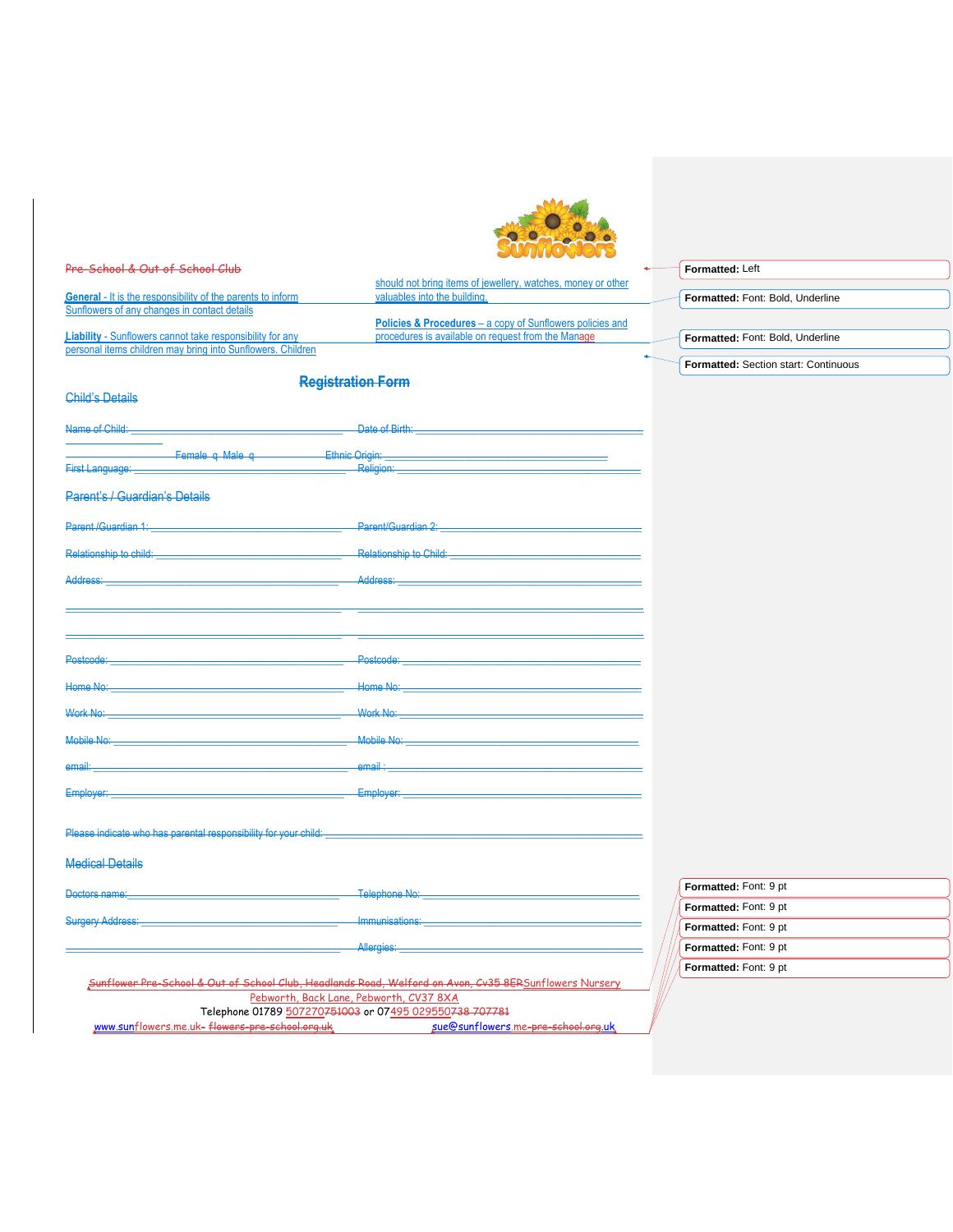Pre-School & Out of School Club

**General** - It is the responsibility of the parents to inform Sunflowers of any changes in contact details

**Liability** - Sunflowers cannot take responsibility for any personal items children may bring into Sunflowers. Children should not bring items of jewellery, watches, money or other valuables into the building.

**Policies & Procedures** – a copy of Sunflowers policies and procedures is available on request from the Manage

## Registration Form

### Child's Details

Name of Child: ______________________ Date of Birth: ______________________

Female q Male q Ethnic Origin: ______________________

First Language: ______________________ Religion: ______________________

### Parent's / Guardian's Details

Parent /Guardian 1: ______________________ Parent/Guardian 2: ______________________

Relationship to child: ______________________ Relationship to Child: ______________________

Address: ______________________ Address: ______________________

______________________ ______________________

______________________ ______________________

Postcode: ______________________ Postcode: ______________________

Home No: ______________________ Home No: ______________________

Work No: ______________________ Work No: ______________________

Mobile No: ______________________ Mobile No: ______________________

email: ______________________ email : ______________________

Employer: ______________________ Employer: ______________________

Please indicate who has parental responsibility for your child: ______________________

### Medical Details

Doctors name: ______________________ Telephone No: ______________________

Surgery Address: ______________________ Immunisations: ______________________

______________________ Allergies: ______________________

Sunflower Pre-School & Out of School Club, Headlands Road, Welford on Avon, Cv35 8ERSunflowers Nursery
Pebworth, Back Lane, Pebworth, CV37 8XA
Telephone 01789 507270751003 or 07495 029550738 707781
www.sunflowers.me.uk- flowers-pre-school.org.uk sue@sunflowers.me-pre-school.org.uk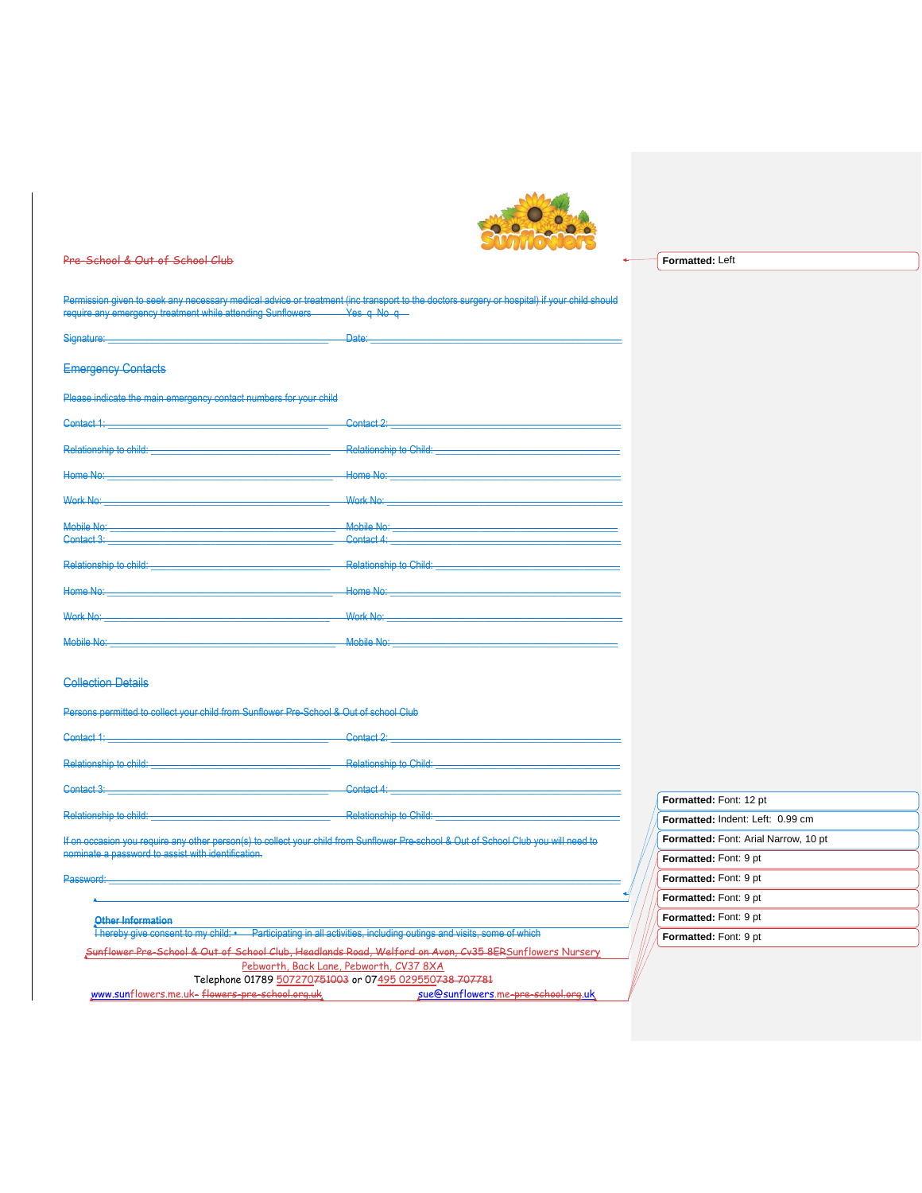Pre-School & Out of School Club

Permission given to seek any necessary medical advice or treatment (inc transport to the doctors surgery or hospital) if your child should require any emergency treatment while attending Sunflowers Yes q No q

Signature: ______________________ Date: ______________________

## Emergency Contacts

Please indicate the main emergency contact numbers for your child

Contact 1: ______________________ Contact 2: ______________________

Relationship to child: ______________________ Relationship to Child: ______________________

Home No: ______________________ Home No: ______________________

Work No: ______________________ Work No: ______________________

Mobile No: ______________________ Mobile No: ______________________

Contact 3: ______________________ Contact 4: ______________________

Relationship to child: ______________________ Relationship to Child: ______________________

Home No: ______________________ Home No: ______________________

Work No: ______________________ Work No: ______________________

Mobile No: ______________________ Mobile No: ______________________

## Collection Details

Persons permitted to collect your child from Sunflower Pre-School & Out of school Club

Contact 1: ______________________ Contact 2: ______________________

Relationship to child: ______________________ Relationship to Child: ______________________

Contact 3: ______________________ Contact 4: ______________________

Relationship to child: ______________________ Relationship to Child: ______________________

If on occasion you require any other person(s) to collect your child from Sunflower Pre-school & Out of School Club you will need to nominate a password to assist with identification.

Password: ______________________

**Other Information**

I hereby give consent to my child: • Participating in all activities, including outings and visits, some of which

Sunflower Pre-School & Out of School Club, Headlands Road, Welford on Avon, Cv35 8ERSunflowers Nursery
Pebworth, Back Lane, Pebworth, CV37 8XA
Telephone 01789 507270751003 or 07495 029550738 707781
www.sunflowers.me.uk- flowers-pre-school.org.uk sue@sunflowers.me-pre-school.org.uk

Formatted: Left

Formatted: Font: 12 pt

Formatted: Indent: Left: 0.99 cm

Formatted: Font: Arial Narrow, 10 pt

Formatted: Font: 9 pt

Formatted: Font: 9 pt

Formatted: Font: 9 pt

Formatted: Font: 9 pt

Formatted: Font: 9 pt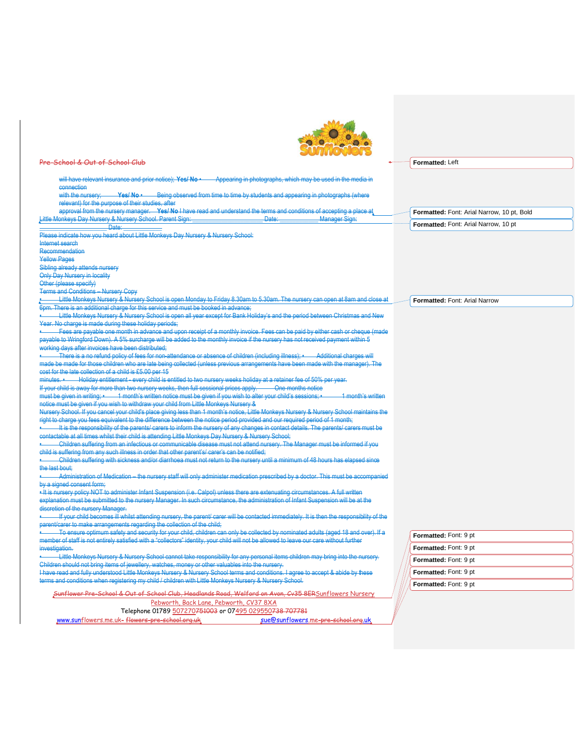Pre-School & Out of School Club

will have relevant insurance and prior notice); **Yes/ No** • Appearing in photographs, which may be used in the media in connection with the nursery; **Yes/ No** • Being observed from time to time by students and appearing in photographs (where relevant) for the purpose of their studies, after approval from the nursery manager. **Yes/ No** I have read and understand the terms and conditions of accepting a place at Little Monkeys Day Nursery & Nursery School. Parent Sign: ______________________ Date: __________ Manager Sign: ______________________ Date: __________

Please indicate how you heard about Little Monkeys Day Nursery & Nursery School:

Internet search

Recommendation

Yellow Pages

Sibling already attends nursery

Only Day Nursery in locality

Other (please specify)

Terms and Conditions – Nursery Copy

- Little Monkeys Nursery & Nursery School is open Monday to Friday 8.30am to 5.30am. The nursery can open at 8am and close at 6pm. There is an additional charge for this service and must be booked in advance;
- Little Monkeys Nursery & Nursery School is open all year except for Bank Holiday's and the period between Christmas and New Year. No charge is made during these holiday periods;
- Fees are payable one month in advance and upon receipt of a monthly invoice. Fees can be paid by either cash or cheque (made payable to Wringford Down). A 5% surcharge will be added to the monthly invoice if the nursery has not received payment within 5 working days after invoices have been distributed;
- There is a no refund policy of fees for non-attendance or absence of children (including illness);
- Additional charges will made be made for those children who are late being collected (unless previous arrangements have been made with the manager). The cost for the late collection of a child is £5.00 per 15 minutes.
- Holiday entitlement - every child is entitled to two nursery weeks holiday at a retainer fee of 50% per year. If your child is away for more than two nursery weeks, then full sessional prices apply. One months notice must be given in writing;
- 1 month's written notice must be given if you wish to alter your child's sessions;
- 1 month's written notice must be given if you wish to withdraw your child from Little Monkeys Nursery & Nursery School. If you cancel your child's place giving less than 1 month's notice, Little Monkeys Nursery & Nursery School maintains the right to charge you fees equivalent to the difference between the notice period provided and our required period of 1 month;
- It is the responsibility of the parents/ carers to inform the nursery of any changes in contact details. The parents/ carers must be contactable at all times whilst their child is attending Little Monkeys Day Nursery & Nursery School;
- Children suffering from an infectious or communicable disease must not attend nursery. The Manager must be informed if you child is suffering from any such illness in order that other parent's/ carer's can be notified;
- Children suffering with sickness and/or diarrhoea must not return to the nursery until a minimum of 48 hours has elapsed since the last bout;
- Administration of Medication – the nursery staff will only administer medication prescribed by a doctor. This must be accompanied by a signed consent form;
- It is nursery policy NOT to administer Infant Suspension (i.e. Calpol) unless there are extenuating circumstances. A full written explanation must be submitted to the nursery Manager. In such circumstance, the administration of Infant Suspension will be at the discretion of the nursery Manager.
- If your child becomes ill whilst attending nursery, the parent/ carer will be contacted immediately. It is then the responsibility of the parent/carer to make arrangements regarding the collection of the child;
- To ensure optimum safety and security for your child, children can only be collected by nominated adults (aged 18 and over). If a member of staff is not entirely satisfied with a "collectors" identity, your child will not be allowed to leave our care without further investigation.
- Little Monkeys Nursery & Nursery School cannot take responsibility for any personal items children may bring into the nursery. Children should not bring items of jewellery, watches, money or other valuables into the nursery.

I have read and fully understood Little Monkeys Nursery & Nursery School terms and conditions. I agree to accept & abide by these terms and conditions when registering my child / children with Little Monkeys Nursery & Nursery School.

Sunflower Pre-School & Out of School Club, Headlands Road, Welford on Avon, Cv35 8ERSunflowers Nursery
Pebworth, Back Lane, Pebworth, CV37 8XA
Telephone 01789 507270751003 or 07495 029550738 707781
www.sunflowers.me.uk- flowers-pre-school.org.uk sue@sunflowers.me-pre-school.org.uk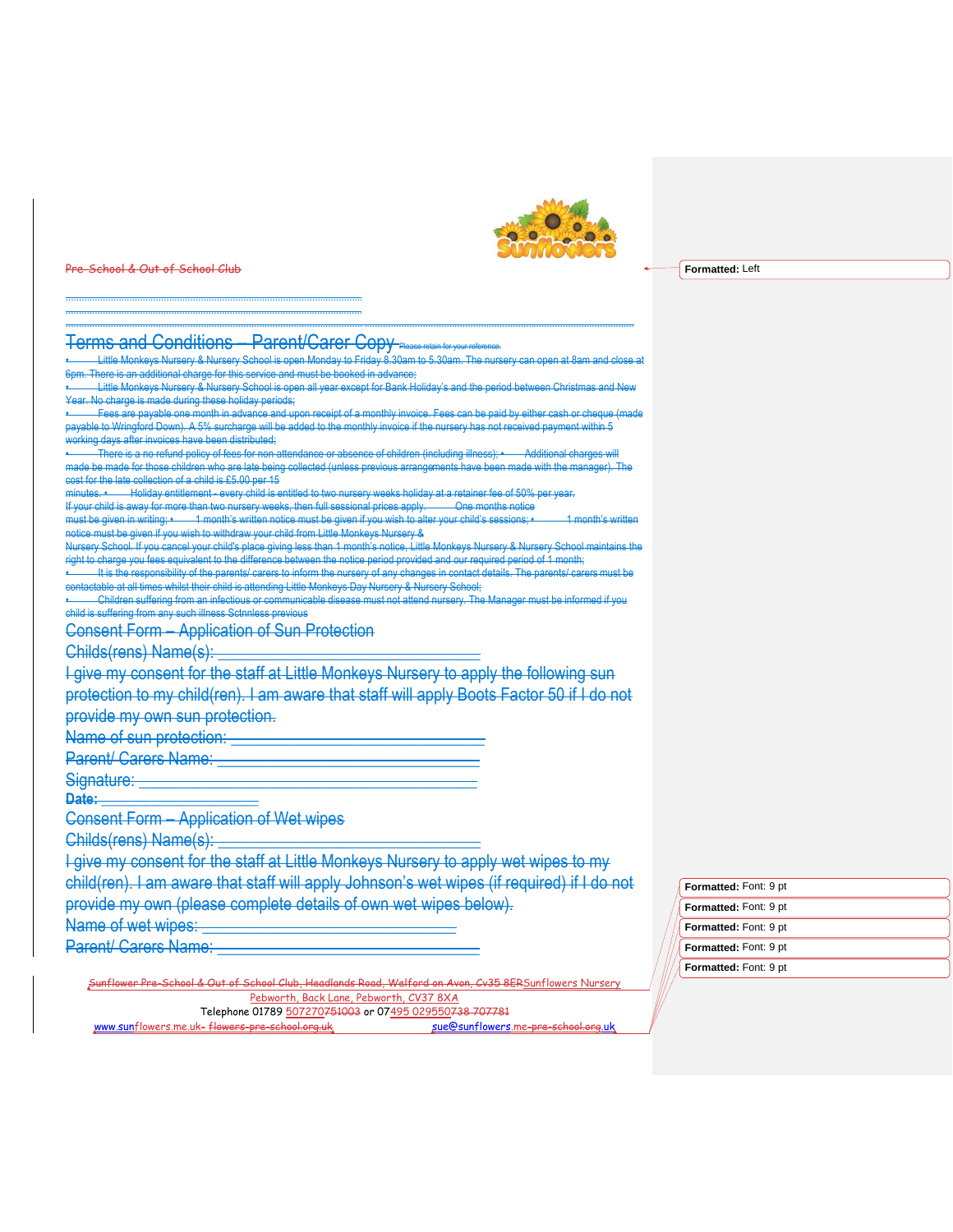Pre-School & Out of School Club

.......................................................................................................

.......................................................................................................

.......................................................................................................

## Terms and Conditions – Parent/Carer Copy

Please retain for your reference.

- Little Monkeys Nursery & Nursery School is open Monday to Friday 8.30am to 5.30am. The nursery can open at 8am and close at 6pm. There is an additional charge for this service and must be booked in advance;
- Little Monkeys Nursery & Nursery School is open all year except for Bank Holiday's and the period between Christmas and New Year. No charge is made during these holiday periods;
- Fees are payable one month in advance and upon receipt of a monthly invoice. Fees can be paid by either cash or cheque (made payable to Wringford Down). A 5% surcharge will be added to the monthly invoice if the nursery has not received payment within 5 working days after invoices have been distributed;
- There is a no refund policy of fees for non attendance or absence of children (including illness);
- Additional charges will made be made for those children who are late being collected (unless previous arrangements have been made with the manager). The cost for the late collection of a child is £5.00 per 15 minutes.
- Holiday entitlement - every child is entitled to two nursery weeks holiday at a retainer fee of 50% per year. If your child is away for more than two nursery weeks, then full sessional prices apply. One months notice must be given in writing;
- 1 month's written notice must be given if you wish to alter your child's sessions;
- 1 month's written notice must be given if you wish to withdraw your child from Little Monkeys Nursery & Nursery School. If you cancel your child's place giving less than 1 month's notice, Little Monkeys Nursery & Nursery School maintains the right to charge you fees equivalent to the difference between the notice period provided and our required period of 1 month;
- It is the responsibility of the parents/ carers to inform the nursery of any changes in contact details. The parents/ carers must be contactable at all times whilst their child is attending Little Monkeys Day Nursery & Nursery School;
- Children suffering from an infectious or communicable disease must not attend nursery. The Manager must be informed if you child is suffering from any such illness Sctnnless previous

## Consent Form – Application of Sun Protection

Childs(rens) Name(s): ______________________________

I give my consent for the staff at Little Monkeys Nursery to apply the following sun protection to my child(ren). I am aware that staff will apply Boots Factor 50 if I do not provide my own sun protection.

Name of sun protection: ______________________________

Parent/ Carers Name: ______________________________

Signature: ______________________________

**Date:** __________________

## Consent Form – Application of Wet wipes

Childs(rens) Name(s): ______________________________

I give my consent for the staff at Little Monkeys Nursery to apply wet wipes to my child(ren). I am aware that staff will apply Johnson's wet wipes (if required) if I do not provide my own (please complete details of own wet wipes below).

Name of wet wipes: ______________________________

Parent/ Carers Name: ______________________________

Sunflower Pre-School & Out of School Club, Headlands Road, Welford on Avon, Cv35 8ER Sunflowers Nursery
Pebworth, Back Lane, Pebworth, CV37 8XA
Telephone 01789 507270 751003 or 07495 029550 738 707781
www.sunflowers.me.uk- flowers-pre-school.org.uk sue@sunflowers.me-pre-school.org.uk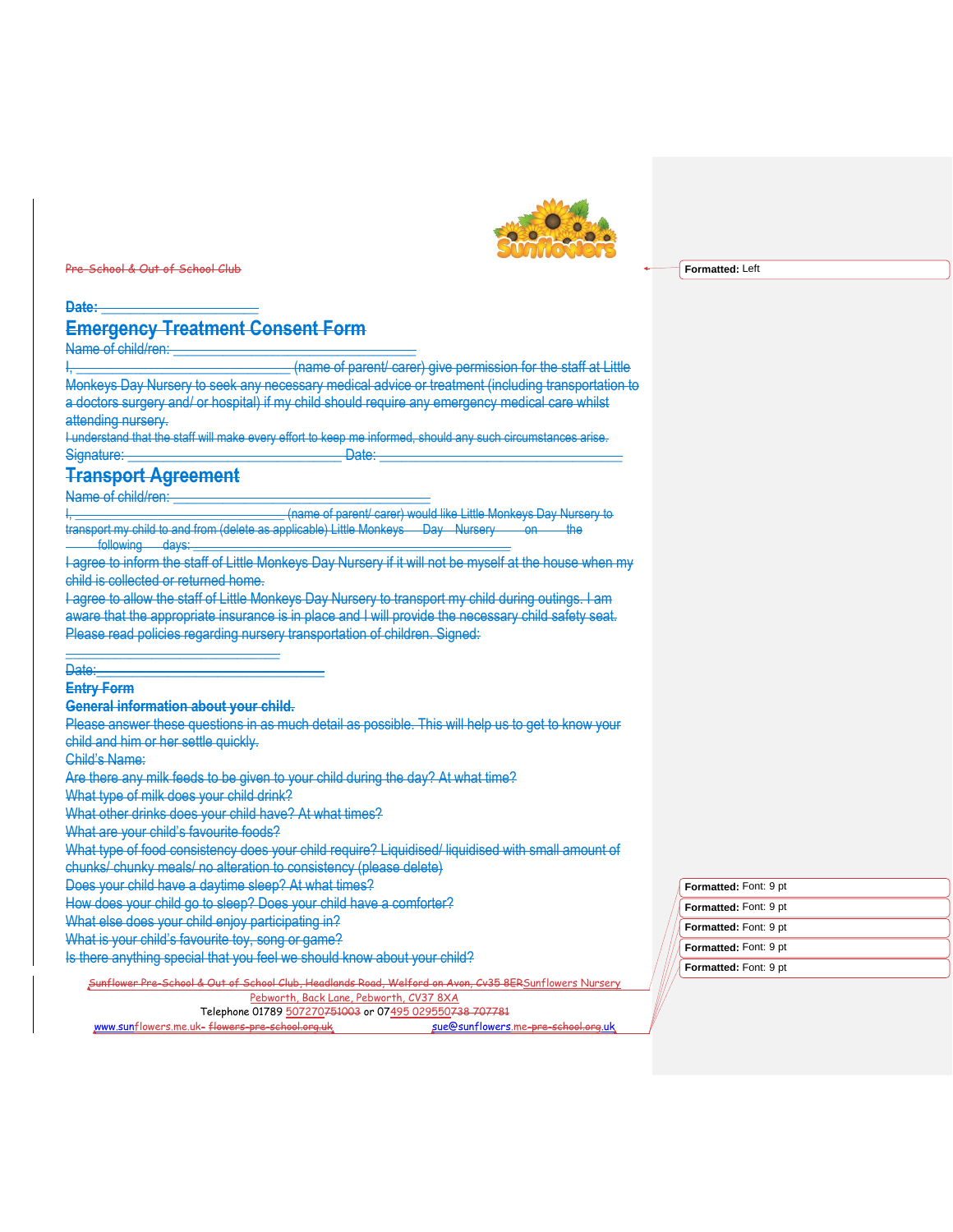Pre-School & Out of School Club

**Date:** ____________________

## Emergency Treatment Consent Form

Name of child/ren: ______________________________

I, ______________________________ (name of parent/ carer) give permission for the staff at Little Monkeys Day Nursery to seek any necessary medical advice or treatment (including transportation to a doctors surgery and/ or hospital) if my child should require any emergency medical care whilst attending nursery.

I understand that the staff will make every effort to keep me informed, should any such circumstances arise.

Signature: ______________________________ Date: ______________________________

## Transport Agreement

Name of child/ren: ______________________________

I, ______________________________ (name of parent/ carer) would like Little Monkeys Day Nursery to transport my child to and from (delete as applicable) Little Monkeys Day Nursery on the following days: ______________________________

I agree to inform the staff of Little Monkeys Day Nursery if it will not be myself at the house when my child is collected or returned home.

I agree to allow the staff of Little Monkeys Day Nursery to transport my child during outings. I am aware that the appropriate insurance is in place and I will provide the necessary child safety seat.

Please read policies regarding nursery transportation of children. Signed:

______________________________

Date: ______________________________

**Entry Form**

**General information about your child.**

Please answer these questions in as much detail as possible. This will help us to get to know your child and him or her settle quickly.

Child's Name:

Are there any milk feeds to be given to your child during the day? At what time?

What type of milk does your child drink?

What other drinks does your child have? At what times?

What are your child's favourite foods?

What type of food consistency does your child require? Liquidised/ liquidised with small amount of chunks/ chunky meals/ no alteration to consistency (please delete)

Does your child have a daytime sleep? At what times?

How does your child go to sleep? Does your child have a comforter?

What else does your child enjoy participating in?

What is your child's favourite toy, song or game?

Is there anything special that you feel we should know about your child?

Sunflower Pre-School & Out of School Club, Headlands Road, Welford on Avon, Cv35 8ER Sunflowers Nursery Pebworth, Back Lane, Pebworth, CV37 8XA

Telephone 01789 507270 751003 or 07495 029550 738 707781

www.sunflowers.me.uk- flowers-pre-school.org.uk sue@sunflowers.me-pre-school.org.uk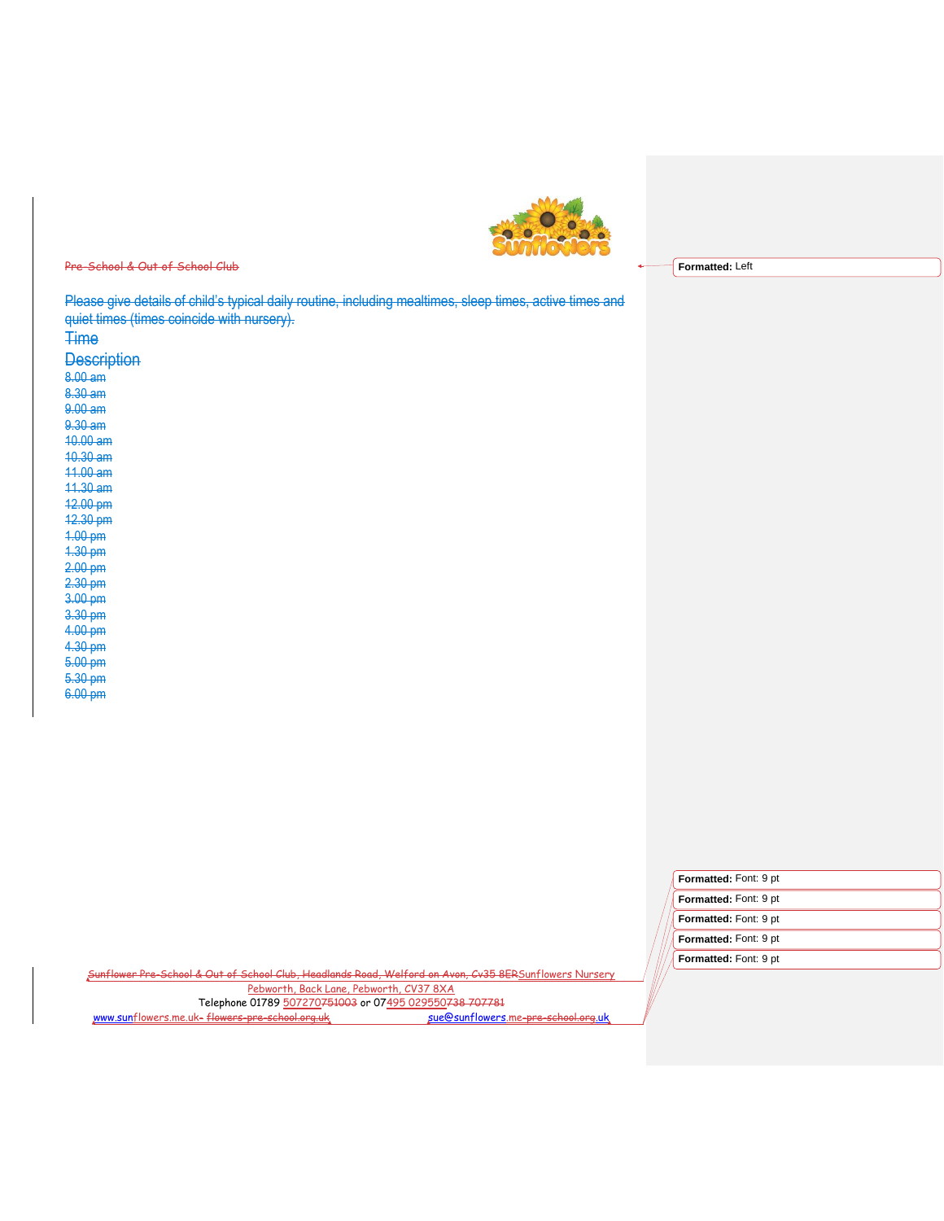Pre-School & Out of School Club

Please give details of child's typical daily routine, including mealtimes, sleep times, active times and quiet times (times coincide with nursery).

Time

Description

8.00 am
8.30 am
9.00 am
9.30 am
10.00 am
10.30 am
11.00 am
11.30 am
12.00 pm
12.30 pm
1.00 pm
1.30 pm
2.00 pm
2.30 pm
3.00 pm
3.30 pm
4.00 pm
4.30 pm
5.00 pm
5.30 pm
6.00 pm

Formatted: Left

Formatted: Font: 9 pt

Formatted: Font: 9 pt

Formatted: Font: 9 pt

Formatted: Font: 9 pt

Formatted: Font: 9 pt

Sunflower Pre-School & Out of School Club, Headlands Road, Welford on Avon, Cv35 8ERSunflowers Nursery Pebworth, Back Lane, Pebworth, CV37 8XA
Telephone 01789 507270751003 or 07495 029550738 707781
www.sunflowers.me.uk- flowers-pre-school.org.uk sue@sunflowers.me-pre-school.org.uk